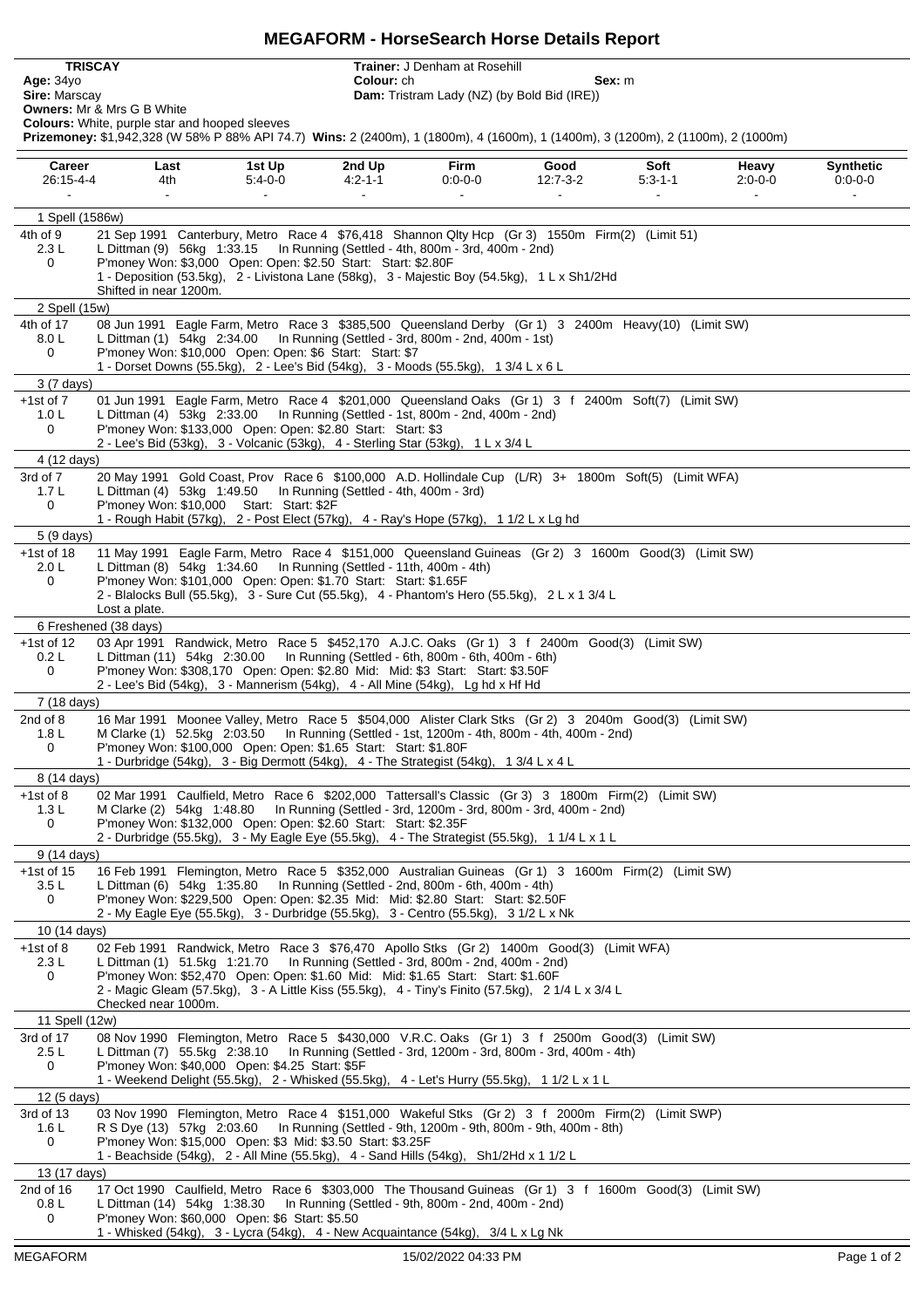# MEGAFORM - HorseSearch Horse Details Report

**TRISCAY**
**Age:** 34yo
**Sire:** Marscay
**Owners:** Mr & Mrs G B White
**Colours:** White, purple star and hooped sleeves
**Prizemoney:** $1,942,328 (W 58% P 88% API 74.7) **Wins:** 2 (2400m), 1 (1800m), 4 (1600m), 1 (1400m), 3 (1200m), 2 (1100m), 2 (1000m)

**Trainer:** J Denham at Rosehill
**Colour:** ch **Sex:** m
**Dam:** Tristram Lady (NZ) (by Bold Bid (IRE))

| Career | Last | 1st Up | 2nd Up | Firm | Good | Soft | Heavy | Synthetic |
|---|---|---|---|---|---|---|---|---|
| 26:15-4-4 | 4th | 5:4-0-0 | 4:2-1-1 | 0:0-0-0 | 12:7-3-2 | 5:3-1-1 | 2:0-0-0 | 0:0-0-0 |
| - | - | - | - | - | - | - | - | - |

**1 Spell (1586w)**

4th of 9 — 21 Sep 1991 Canterbury, Metro Race 4 $76,418 Shannon Qlty Hcp (Gr 3) 1550m Firm(2) (Limit 51)
2.3 L — L Dittman (9) 56kg 1:33.15 In Running (Settled - 4th, 800m - 3rd, 400m - 2nd)
0 — P'money Won: $3,000 Open: Open: $2.50 Start: Start: $2.80F
1 - Deposition (53.5kg), 2 - Livistona Lane (58kg), 3 - Majestic Boy (54.5kg), 1 L x Sh1/2Hd
Shifted in near 1200m.

**2 Spell (15w)**

4th of 17 — 08 Jun 1991 Eagle Farm, Metro Race 3 $385,500 Queensland Derby (Gr 1) 3 2400m Heavy(10) (Limit SW)
8.0 L — L Dittman (1) 54kg 2:34.00 In Running (Settled - 3rd, 800m - 2nd, 400m - 1st)
0 — P'money Won: $10,000 Open: Open: $6 Start: Start: $7
1 - Dorset Downs (55.5kg), 2 - Lee's Bid (54kg), 3 - Moods (55.5kg), 1 3/4 L x 6 L

**3 (7 days)**

+1st of 7 — 01 Jun 1991 Eagle Farm, Metro Race 4 $201,000 Queensland Oaks (Gr 1) 3 f 2400m Soft(7) (Limit SW)
1.0 L — L Dittman (4) 53kg 2:33.00 In Running (Settled - 1st, 800m - 2nd, 400m - 2nd)
0 — P'money Won: $133,000 Open: Open: $2.80 Start: Start: $3
2 - Lee's Bid (53kg), 3 - Volcanic (53kg), 4 - Sterling Star (53kg), 1 L x 3/4 L

**4 (12 days)**

3rd of 7 — 20 May 1991 Gold Coast, Prov Race 6 $100,000 A.D. Hollindale Cup (L/R) 3+ 1800m Soft(5) (Limit WFA)
1.7 L — L Dittman (4) 53kg 1:49.50 In Running (Settled - 4th, 400m - 3rd)
0 — P'money Won: $10,000 Start: Start: $2F
1 - Rough Habit (57kg), 2 - Post Elect (57kg), 4 - Ray's Hope (57kg), 1 1/2 L x Lg hd

**5 (9 days)**

+1st of 18 — 11 May 1991 Eagle Farm, Metro Race 4 $151,000 Queensland Guineas (Gr 2) 3 1600m Good(3) (Limit SW)
2.0 L — L Dittman (8) 54kg 1:34.60 In Running (Settled - 11th, 400m - 4th)
0 — P'money Won: $101,000 Open: Open: $1.70 Start: Start: $1.65F
2 - Blalocks Bull (55.5kg), 3 - Sure Cut (55.5kg), 4 - Phantom's Hero (55.5kg), 2 L x 1 3/4 L
Lost a plate.

**6 Freshened (38 days)**

+1st of 12 — 03 Apr 1991 Randwick, Metro Race 5 $452,170 A.J.C. Oaks (Gr 1) 3 f 2400m Good(3) (Limit SW)
0.2 L — L Dittman (11) 54kg 2:30.00 In Running (Settled - 6th, 800m - 6th, 400m - 6th)
0 — P'money Won: $308,170 Open: Open: $2.80 Mid: Mid: $3 Start: Start: $3.50F
2 - Lee's Bid (54kg), 3 - Mannerism (54kg), 4 - All Mine (54kg), Lg hd x Hf Hd

**7 (18 days)**

2nd of 8 — 16 Mar 1991 Moonee Valley, Metro Race 5 $504,000 Alister Clark Stks (Gr 2) 3 2040m Good(3) (Limit SW)
1.8 L — M Clarke (1) 52.5kg 2:03.50 In Running (Settled - 1st, 1200m - 4th, 800m - 4th, 400m - 2nd)
0 — P'money Won: $100,000 Open: Open: $1.65 Start: Start: $1.80F
1 - Durbridge (54kg), 3 - Big Dermott (54kg), 4 - The Strategist (54kg), 1 3/4 L x 4 L

**8 (14 days)**

+1st of 8 — 02 Mar 1991 Caulfield, Metro Race 6 $202,000 Tattersall's Classic (Gr 3) 3 1800m Firm(2) (Limit SW)
1.3 L — M Clarke (2) 54kg 1:48.80 In Running (Settled - 3rd, 1200m - 3rd, 800m - 3rd, 400m - 2nd)
0 — P'money Won: $132,000 Open: Open: $2.60 Start: Start: $2.35F
2 - Durbridge (55.5kg), 3 - My Eagle Eye (55.5kg), 4 - The Strategist (55.5kg), 1 1/4 L x 1 L

**9 (14 days)**

+1st of 15 — 16 Feb 1991 Flemington, Metro Race 5 $352,000 Australian Guineas (Gr 1) 3 1600m Firm(2) (Limit SW)
3.5 L — L Dittman (6) 54kg 1:35.80 In Running (Settled - 2nd, 800m - 6th, 400m - 4th)
0 — P'money Won: $229,500 Open: Open: $2.35 Mid: Mid: $2.80 Start: Start: $2.50F
2 - My Eagle Eye (55.5kg), 3 - Durbridge (55.5kg), 3 - Centro (55.5kg), 3 1/2 L x Nk

**10 (14 days)**

+1st of 8 — 02 Feb 1991 Randwick, Metro Race 3 $76,470 Apollo Stks (Gr 2) 1400m Good(3) (Limit WFA)
2.3 L — L Dittman (1) 51.5kg 1:21.70 In Running (Settled - 3rd, 800m - 2nd, 400m - 2nd)
0 — P'money Won: $52,470 Open: Open: $1.60 Mid: Mid: $1.65 Start: Start: $1.60F
2 - Magic Gleam (57.5kg), 3 - A Little Kiss (55.5kg), 4 - Tiny's Finito (57.5kg), 2 1/4 L x 3/4 L
Checked near 1000m.

**11 Spell (12w)**

3rd of 17 — 08 Nov 1990 Flemington, Metro Race 5 $430,000 V.R.C. Oaks (Gr 1) 3 f 2500m Good(3) (Limit SW)
2.5 L — L Dittman (7) 55.5kg 2:38.10 In Running (Settled - 3rd, 1200m - 3rd, 800m - 3rd, 400m - 4th)
0 — P'money Won: $40,000 Open: Open: $4.25 Start: $5F
1 - Weekend Delight (55.5kg), 2 - Whisked (55.5kg), 4 - Let's Hurry (55.5kg), 1 1/2 L x 1 L

**12 (5 days)**

3rd of 13 — 03 Nov 1990 Flemington, Metro Race 4 $151,000 Wakeful Stks (Gr 2) 3 f 2000m Firm(2) (Limit SWP)
1.6 L — R S Dye (13) 57kg 2:03.60 In Running (Settled - 9th, 1200m - 9th, 800m - 9th, 400m - 8th)
0 — P'money Won: $15,000 Open: $3 Mid: $3.50 Start: $3.25F
1 - Beachside (54kg), 2 - All Mine (55.5kg), 4 - Sand Hills (54kg), Sh1/2Hd x 1 1/2 L

**13 (17 days)**

2nd of 16 — 17 Oct 1990 Caulfield, Metro Race 6 $303,000 The Thousand Guineas (Gr 1) 3 f 1600m Good(3) (Limit SW)
0.8 L — L Dittman (14) 54kg 1:38.30 In Running (Settled - 9th, 800m - 2nd, 400m - 2nd)
0 — P'money Won: $60,000 Open: $6 Start: $5.50
1 - Whisked (54kg), 3 - Lycra (54kg), 4 - New Acquaintance (54kg), 3/4 L x Lg Nk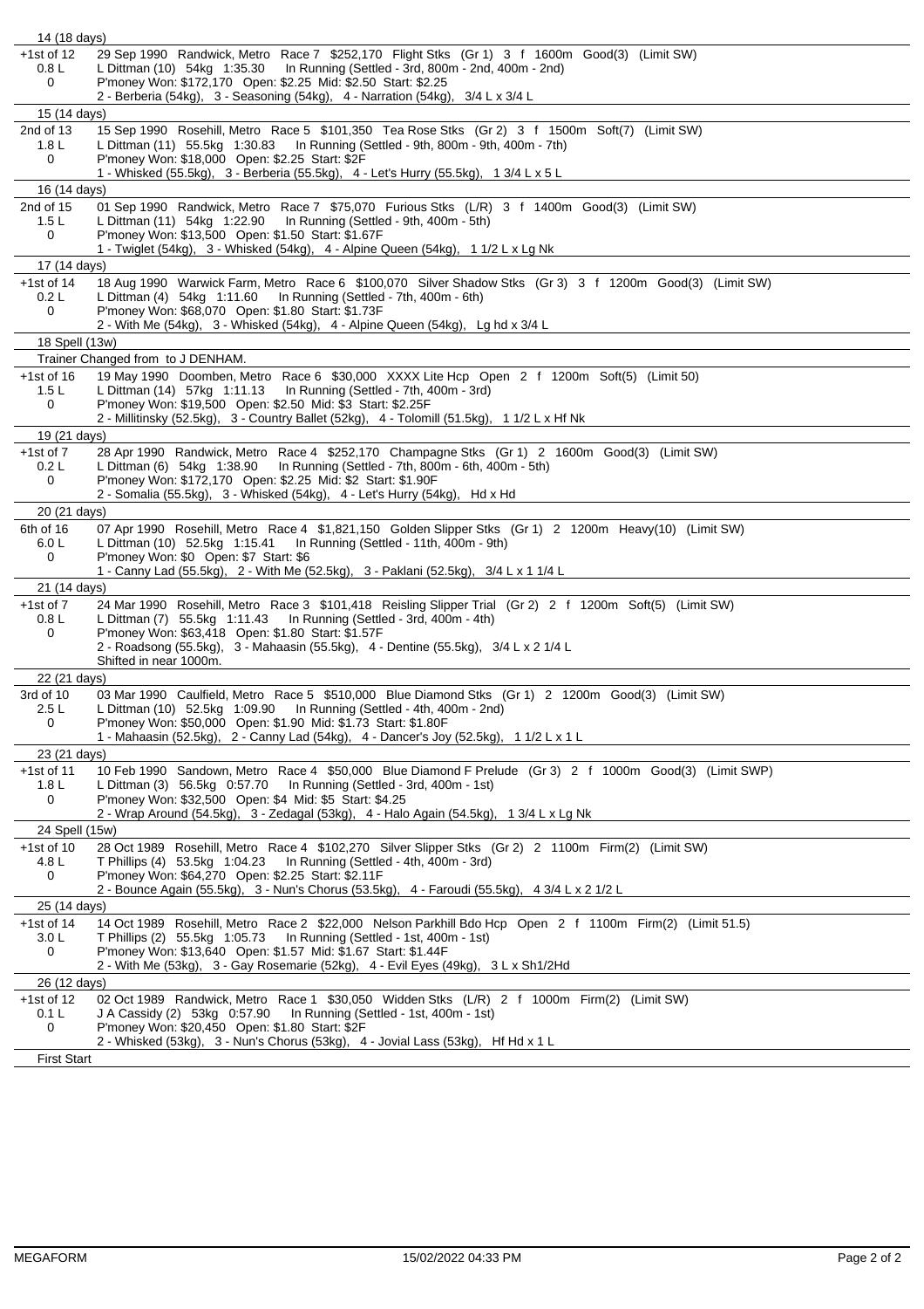14 (18 days)

| | |
|---|---|
| +1st of 12<br>0.8 L<br>0 | 29 Sep 1990 Randwick, Metro Race 7 $252,170 Flight Stks (Gr 1) 3 f 1600m Good(3) (Limit SW)<br>L Dittman (10) 54kg 1:35.30 In Running (Settled - 3rd, 800m - 2nd, 400m - 2nd)<br>P'money Won: $172,170 Open: $2.25 Mid: $2.50 Start: $2.25<br>2 - Berberia (54kg), 3 - Seasoning (54kg), 4 - Narration (54kg), 3/4 L x 3/4 L |

15 (14 days)

| | |
|---|---|
| 2nd of 13<br>1.8 L<br>0 | 15 Sep 1990 Rosehill, Metro Race 5 $101,350 Tea Rose Stks (Gr 2) 3 f 1500m Soft(7) (Limit SW)<br>L Dittman (11) 55.5kg 1:30.83 In Running (Settled - 9th, 800m - 9th, 400m - 7th)<br>P'money Won: $18,000 Open: $2.25 Start: $2F<br>1 - Whisked (55.5kg), 3 - Berberia (55.5kg), 4 - Let's Hurry (55.5kg), 1 3/4 L x 5 L |

16 (14 days)

| | |
|---|---|
| 2nd of 15<br>1.5 L<br>0 | 01 Sep 1990 Randwick, Metro Race 7 $75,070 Furious Stks (L/R) 3 f 1400m Good(3) (Limit SW)<br>L Dittman (11) 54kg 1:22.90 In Running (Settled - 9th, 400m - 5th)<br>P'money Won: $13,500 Open: $1.50 Start: $1.67F<br>1 - Twiglet (54kg), 3 - Whisked (54kg), 4 - Alpine Queen (54kg), 1 1/2 L x Lg Nk |

17 (14 days)

| | |
|---|---|
| +1st of 14<br>0.2 L<br>0 | 18 Aug 1990 Warwick Farm, Metro Race 6 $100,070 Silver Shadow Stks (Gr 3) 3 f 1200m Good(3) (Limit SW)<br>L Dittman (4) 54kg 1:11.60 In Running (Settled - 7th, 400m - 6th)<br>P'money Won: $68,070 Open: $1.80 Start: $1.73F<br>2 - With Me (54kg), 3 - Whisked (54kg), 4 - Alpine Queen (54kg), Lg hd x 3/4 L |

18 Spell (13w)

Trainer Changed from to J DENHAM.

| | |
|---|---|
| +1st of 16<br>1.5 L<br>0 | 19 May 1990 Doomben, Metro Race 6 $30,000 XXXX Lite Hcp Open 2 f 1200m Soft(5) (Limit 50)<br>L Dittman (14) 57kg 1:11.13 In Running (Settled - 7th, 400m - 3rd)<br>P'money Won: $19,500 Open: $2.50 Mid: $3 Start: $2.25F<br>2 - Millitinsky (52.5kg), 3 - Country Ballet (52kg), 4 - Tolomill (51.5kg), 1 1/2 L x Hf Nk |

19 (21 days)

| | |
|---|---|
| +1st of 7<br>0.2 L<br>0 | 28 Apr 1990 Randwick, Metro Race 4 $252,170 Champagne Stks (Gr 1) 2 1600m Good(3) (Limit SW)<br>L Dittman (6) 54kg 1:38.90 In Running (Settled - 7th, 800m - 6th, 400m - 5th)<br>P'money Won: $172,170 Open: $2.25 Mid: $2 Start: $1.90F<br>2 - Somalia (55.5kg), 3 - Whisked (54kg), 4 - Let's Hurry (54kg), Hd x Hd |

20 (21 days)

| | |
|---|---|
| 6th of 16<br>6.0 L<br>0 | 07 Apr 1990 Rosehill, Metro Race 4 $1,821,150 Golden Slipper Stks (Gr 1) 2 1200m Heavy(10) (Limit SW)<br>L Dittman (10) 52.5kg 1:15.41 In Running (Settled - 11th, 400m - 9th)<br>P'money Won: $0 Open: $7 Start: $6<br>1 - Canny Lad (55.5kg), 2 - With Me (52.5kg), 3 - Paklani (52.5kg), 3/4 L x 1 1/4 L |

21 (14 days)

| | |
|---|---|
| +1st of 7<br>0.8 L<br>0 | 24 Mar 1990 Rosehill, Metro Race 3 $101,418 Reisling Slipper Trial (Gr 2) 2 f 1200m Soft(5) (Limit SW)<br>L Dittman (7) 55.5kg 1:11.43 In Running (Settled - 3rd, 400m - 4th)<br>P'money Won: $63,418 Open: $1.80 Start: $1.57F<br>2 - Roadsong (55.5kg), 3 - Mahaasin (55.5kg), 4 - Dentine (55.5kg), 3/4 L x 2 1/4 L<br>Shifted in near 1000m. |

22 (21 days)

| | |
|---|---|
| 3rd of 10<br>2.5 L<br>0 | 03 Mar 1990 Caulfield, Metro Race 5 $510,000 Blue Diamond Stks (Gr 1) 2 1200m Good(3) (Limit SW)<br>L Dittman (10) 52.5kg 1:09.90 In Running (Settled - 4th, 400m - 2nd)<br>P'money Won: $50,000 Open: $1.90 Mid: $1.73 Start: $1.80F<br>1 - Mahaasin (52.5kg), 2 - Canny Lad (54kg), 4 - Dancer's Joy (52.5kg), 1 1/2 L x 1 L |

23 (21 days)

| | |
|---|---|
| +1st of 11<br>1.8 L<br>0 | 10 Feb 1990 Sandown, Metro Race 4 $50,000 Blue Diamond F Prelude (Gr 3) 2 f 1000m Good(3) (Limit SWP)<br>L Dittman (3) 56.5kg 0:57.70 In Running (Settled - 3rd, 400m - 1st)<br>P'money Won: $32,500 Open: $4 Mid: $5 Start: $4.25<br>2 - Wrap Around (54.5kg), 3 - Zedagal (53kg), 4 - Halo Again (54.5kg), 1 3/4 L x Lg Nk |

24 Spell (15w)

| | |
|---|---|
| +1st of 10<br>4.8 L<br>0 | 28 Oct 1989 Rosehill, Metro Race 4 $102,270 Silver Slipper Stks (Gr 2) 2 1100m Firm(2) (Limit SW)<br>T Phillips (4) 53.5kg 1:04.23 In Running (Settled - 4th, 400m - 3rd)<br>P'money Won: $64,270 Open: $2.25 Start: $2.11F<br>2 - Bounce Again (55.5kg), 3 - Nun's Chorus (53.5kg), 4 - Faroudi (55.5kg), 4 3/4 L x 2 1/2 L |

25 (14 days)

| | |
|---|---|
| +1st of 14<br>3.0 L<br>0 | 14 Oct 1989 Rosehill, Metro Race 2 $22,000 Nelson Parkhill Bdo Hcp Open 2 f 1100m Firm(2) (Limit 51.5)<br>T Phillips (2) 55.5kg 1:05.73 In Running (Settled - 1st, 400m - 1st)<br>P'money Won: $13,640 Open: $1.57 Mid: $1.67 Start: $1.44F<br>2 - With Me (53kg), 3 - Gay Rosemarie (52kg), 4 - Evil Eyes (49kg), 3 L x Sh1/2Hd |

26 (12 days)

| | |
|---|---|
| +1st of 12<br>0.1 L<br>0 | 02 Oct 1989 Randwick, Metro Race 1 $30,050 Widden Stks (L/R) 2 f 1000m Firm(2) (Limit SW)<br>J A Cassidy (2) 53kg 0:57.90 In Running (Settled - 1st, 400m - 1st)<br>P'money Won: $20,450 Open: $1.80 Start: $2F<br>2 - Whisked (53kg), 3 - Nun's Chorus (53kg), 4 - Jovial Lass (53kg), Hf Hd x 1 L |

First Start